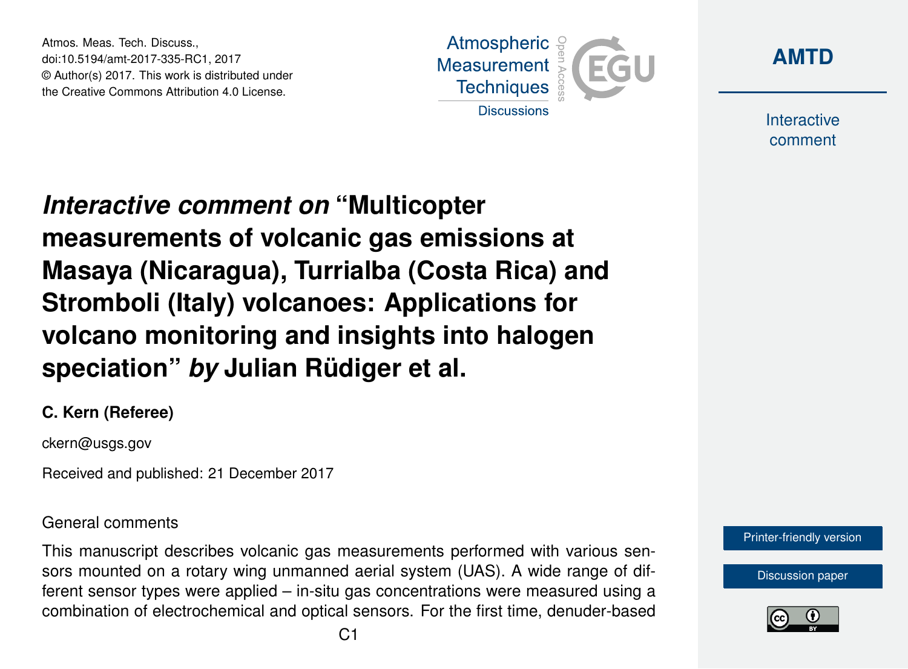# *Interactive comment on* "Multicopter measurements of volcanic gas emissions at Masaya (Nicaragua), Turrialba (Costa Rica) and Stromboli (Italy) volcanoes: Applications for volcano monitoring and insights into halogen speciation" *by* Julian Rüdiger et al.

**C. Kern (Referee)**

ckern@usgs.gov

Received and published: 21 December 2017

General comments

This manuscript describes volcanic gas measurements performed with various sensors mounted on a rotary wing unmanned aerial system (UAS). A wide range of different sensor types were applied – in-situ gas concentrations were measured using a combination of electrochemical and optical sensors. For the first time, denuder-based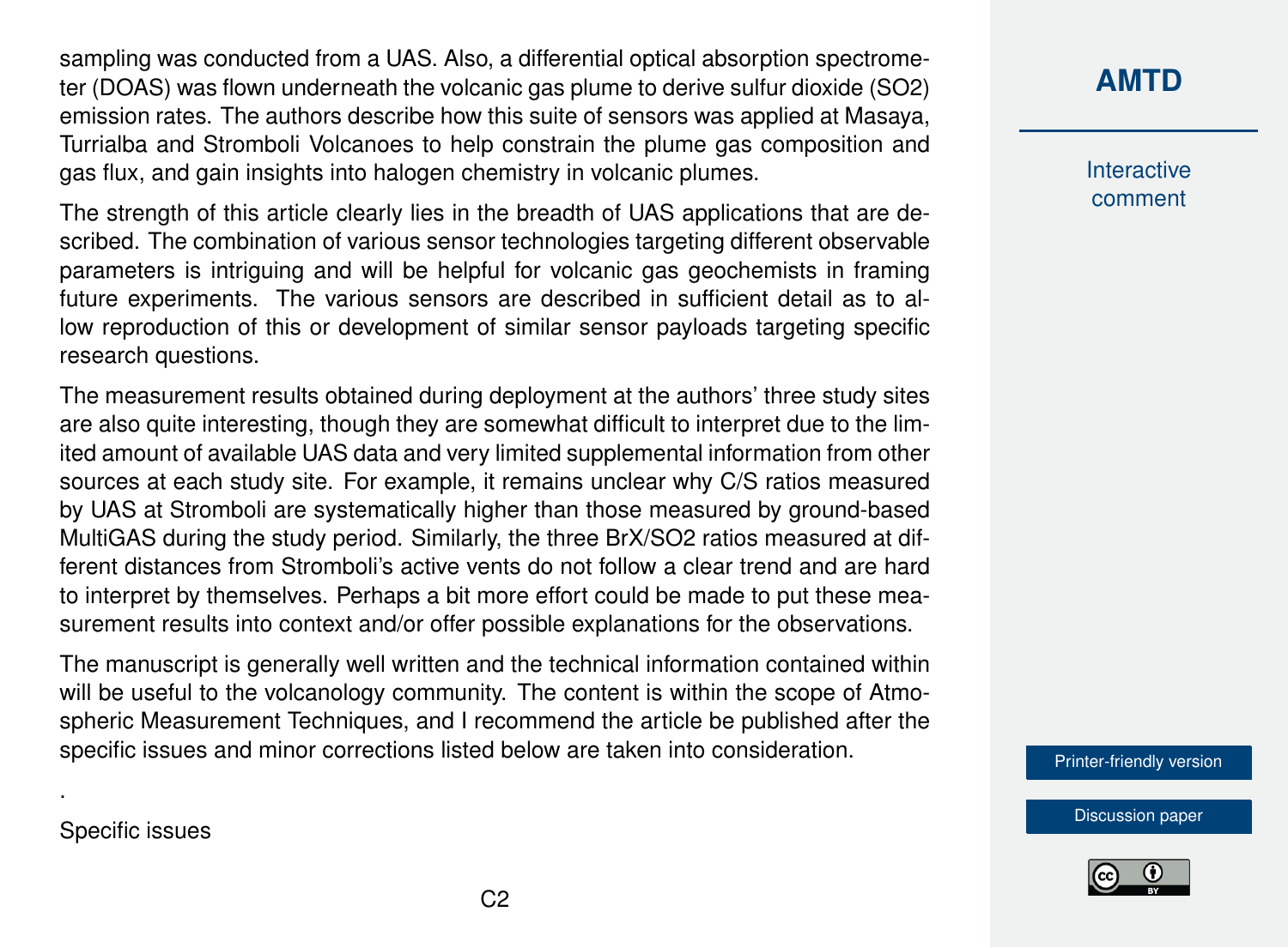sampling was conducted from a UAS. Also, a differential optical absorption spectrometer (DOAS) was flown underneath the volcanic gas plume to derive sulfur dioxide ($SO_2$) emission rates. The authors describe how this suite of sensors was applied at Masaya, Turrialba and Stromboli Volcanoes to help constrain the plume gas composition and gas flux, and gain insights into halogen chemistry in volcanic plumes.

The strength of this article clearly lies in the breadth of UAS applications that are described. The combination of various sensor technologies targeting different observable parameters is intriguing and will be helpful for volcanic gas geochemists in framing future experiments. The various sensors are described in sufficient detail as to allow reproduction of this or development of similar sensor payloads targeting specific research questions.

The measurement results obtained during deployment at the authors' three study sites are also quite interesting, though they are somewhat difficult to interpret due to the limited amount of available UAS data and very limited supplemental information from other sources at each study site. For example, it remains unclear why C/S ratios measured by UAS at Stromboli are systematically higher than those measured by ground-based MultiGAS during the study period. Similarly, the three $BrX/SO_2$ ratios measured at different distances from Stromboli's active vents do not follow a clear trend and are hard to interpret by themselves. Perhaps a bit more effort could be made to put these measurement results into context and/or offer possible explanations for the observations.

The manuscript is generally well written and the technical information contained within will be useful to the volcanology community. The content is within the scope of Atmospheric Measurement Techniques, and I recommend the article be published after the specific issues and minor corrections listed below are taken into consideration.

.

Specific issues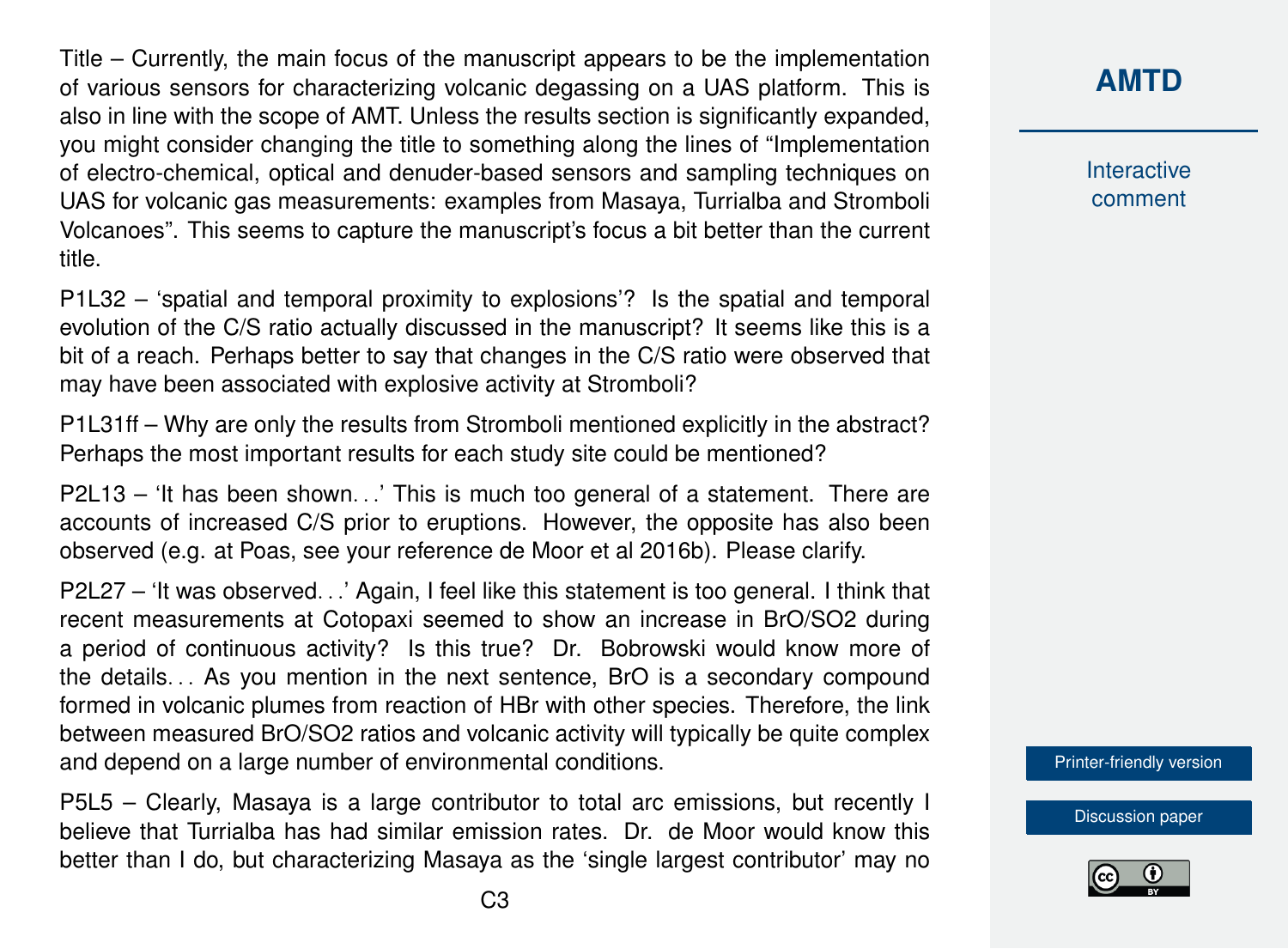Title – Currently, the main focus of the manuscript appears to be the implementation of various sensors for characterizing volcanic degassing on a UAS platform. This is also in line with the scope of AMT. Unless the results section is significantly expanded, you might consider changing the title to something along the lines of "Implementation of electro-chemical, optical and denuder-based sensors and sampling techniques on UAS for volcanic gas measurements: examples from Masaya, Turrialba and Stromboli Volcanoes". This seems to capture the manuscript's focus a bit better than the current title.

P1L32 – 'spatial and temporal proximity to explosions'? Is the spatial and temporal evolution of the C/S ratio actually discussed in the manuscript? It seems like this is a bit of a reach. Perhaps better to say that changes in the C/S ratio were observed that may have been associated with explosive activity at Stromboli?

P1L31ff – Why are only the results from Stromboli mentioned explicitly in the abstract? Perhaps the most important results for each study site could be mentioned?

P2L13 – 'It has been shown...' This is much too general of a statement. There are accounts of increased C/S prior to eruptions. However, the opposite has also been observed (e.g. at Poas, see your reference de Moor et al 2016b). Please clarify.

P2L27 – 'It was observed...' Again, I feel like this statement is too general. I think that recent measurements at Cotopaxi seemed to show an increase in BrO/SO2 during a period of continuous activity? Is this true? Dr. Bobrowski would know more of the details... As you mention in the next sentence, BrO is a secondary compound formed in volcanic plumes from reaction of HBr with other species. Therefore, the link between measured BrO/SO2 ratios and volcanic activity will typically be quite complex and depend on a large number of environmental conditions.

P5L5 – Clearly, Masaya is a large contributor to total arc emissions, but recently I believe that Turrialba has had similar emission rates. Dr. de Moor would know this better than I do, but characterizing Masaya as the 'single largest contributor' may no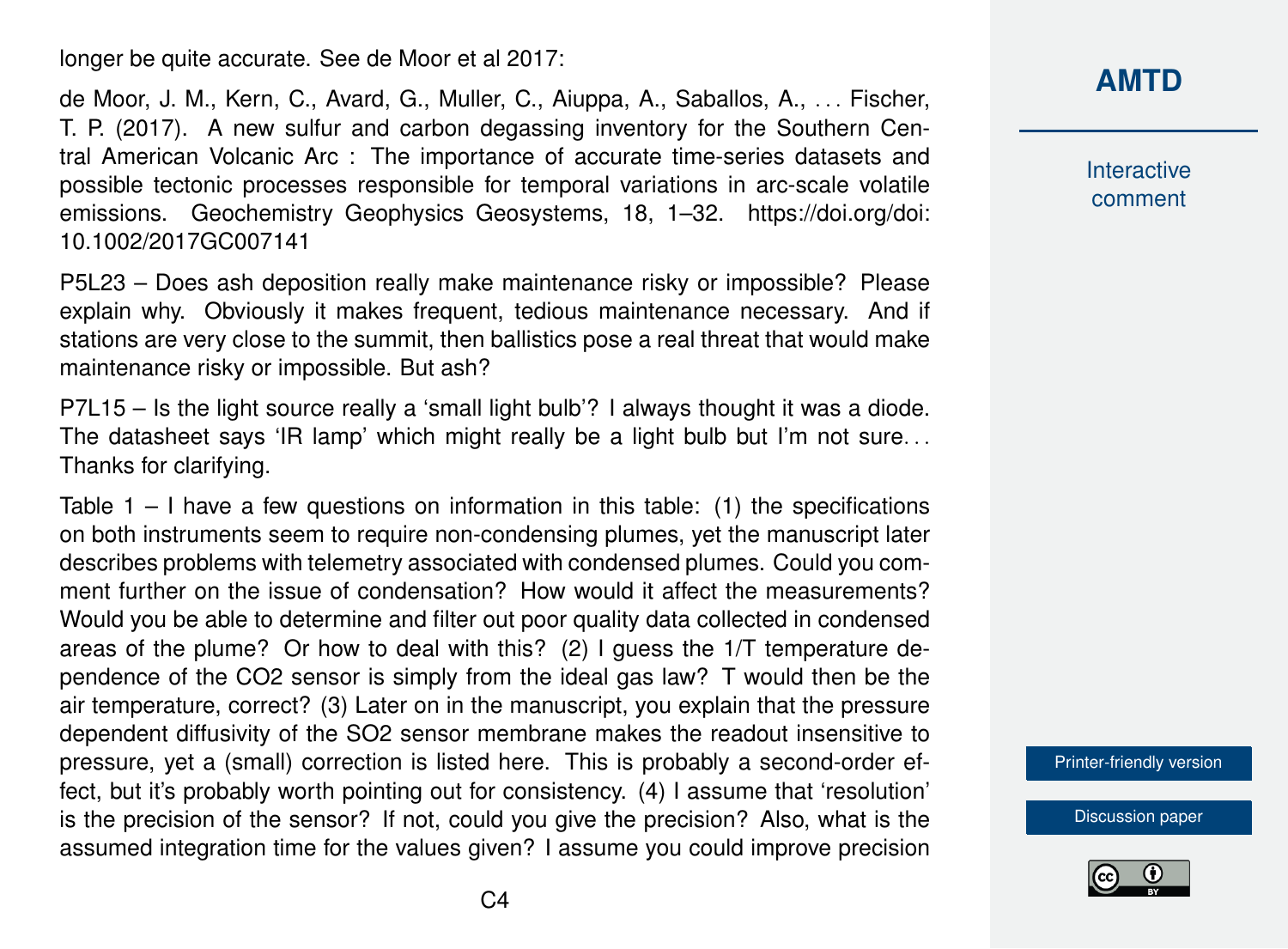longer be quite accurate. See de Moor et al 2017:

de Moor, J. M., Kern, C., Avard, G., Muller, C., Aiuppa, A., Saballos, A., . . . Fischer, T. P. (2017). A new sulfur and carbon degassing inventory for the Southern Central American Volcanic Arc : The importance of accurate time-series datasets and possible tectonic processes responsible for temporal variations in arc-scale volatile emissions. Geochemistry Geophysics Geosystems, 18, 1–32. https://doi.org/doi:10.1002/2017GC007141

P5L23 – Does ash deposition really make maintenance risky or impossible? Please explain why. Obviously it makes frequent, tedious maintenance necessary. And if stations are very close to the summit, then ballistics pose a real threat that would make maintenance risky or impossible. But ash?

P7L15 – Is the light source really a 'small light bulb'? I always thought it was a diode. The datasheet says 'IR lamp' which might really be a light bulb but I'm not sure. . . Thanks for clarifying.

Table 1 – I have a few questions on information in this table: (1) the specifications on both instruments seem to require non-condensing plumes, yet the manuscript later describes problems with telemetry associated with condensed plumes. Could you comment further on the issue of condensation? How would it affect the measurements? Would you be able to determine and filter out poor quality data collected in condensed areas of the plume? Or how to deal with this? (2) I guess the 1/T temperature dependence of the $CO_2$ sensor is simply from the ideal gas law? T would then be the air temperature, correct? (3) Later on in the manuscript, you explain that the pressure dependent diffusivity of the $SO_2$ sensor membrane makes the readout insensitive to pressure, yet a (small) correction is listed here. This is probably a second-order effect, but it's probably worth pointing out for consistency. (4) I assume that 'resolution' is the precision of the sensor? If not, could you give the precision? Also, what is the assumed integration time for the values given? I assume you could improve precision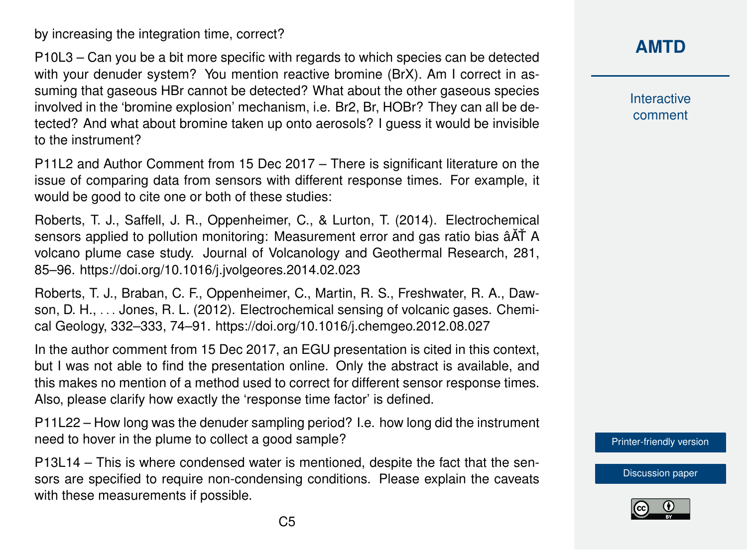by increasing the integration time, correct?

P10L3 – Can you be a bit more specific with regards to which species can be detected with your denuder system? You mention reactive bromine (BrX). Am I correct in assuming that gaseous HBr cannot be detected? What about the other gaseous species involved in the 'bromine explosion' mechanism, i.e. $Br_2$, Br, HOBr? They can all be detected? And what about bromine taken up onto aerosols? I guess it would be invisible to the instrument?

P11L2 and Author Comment from 15 Dec 2017 – There is significant literature on the issue of comparing data from sensors with different response times. For example, it would be good to cite one or both of these studies:

Roberts, T. J., Saffell, J. R., Oppenheimer, C., & Lurton, T. (2014). Electrochemical sensors applied to pollution monitoring: Measurement error and gas ratio bias âĂŤ A volcano plume case study. Journal of Volcanology and Geothermal Research, 281, 85–96. https://doi.org/10.1016/j.jvolgeores.2014.02.023

Roberts, T. J., Braban, C. F., Oppenheimer, C., Martin, R. S., Freshwater, R. A., Dawson, D. H., . . . Jones, R. L. (2012). Electrochemical sensing of volcanic gases. Chemical Geology, 332–333, 74–91. https://doi.org/10.1016/j.chemgeo.2012.08.027

In the author comment from 15 Dec 2017, an EGU presentation is cited in this context, but I was not able to find the presentation online. Only the abstract is available, and this makes no mention of a method used to correct for different sensor response times. Also, please clarify how exactly the 'response time factor' is defined.

P11L22 – How long was the denuder sampling period? I.e. how long did the instrument need to hover in the plume to collect a good sample?

P13L14 – This is where condensed water is mentioned, despite the fact that the sensors are specified to require non-condensing conditions. Please explain the caveats with these measurements if possible.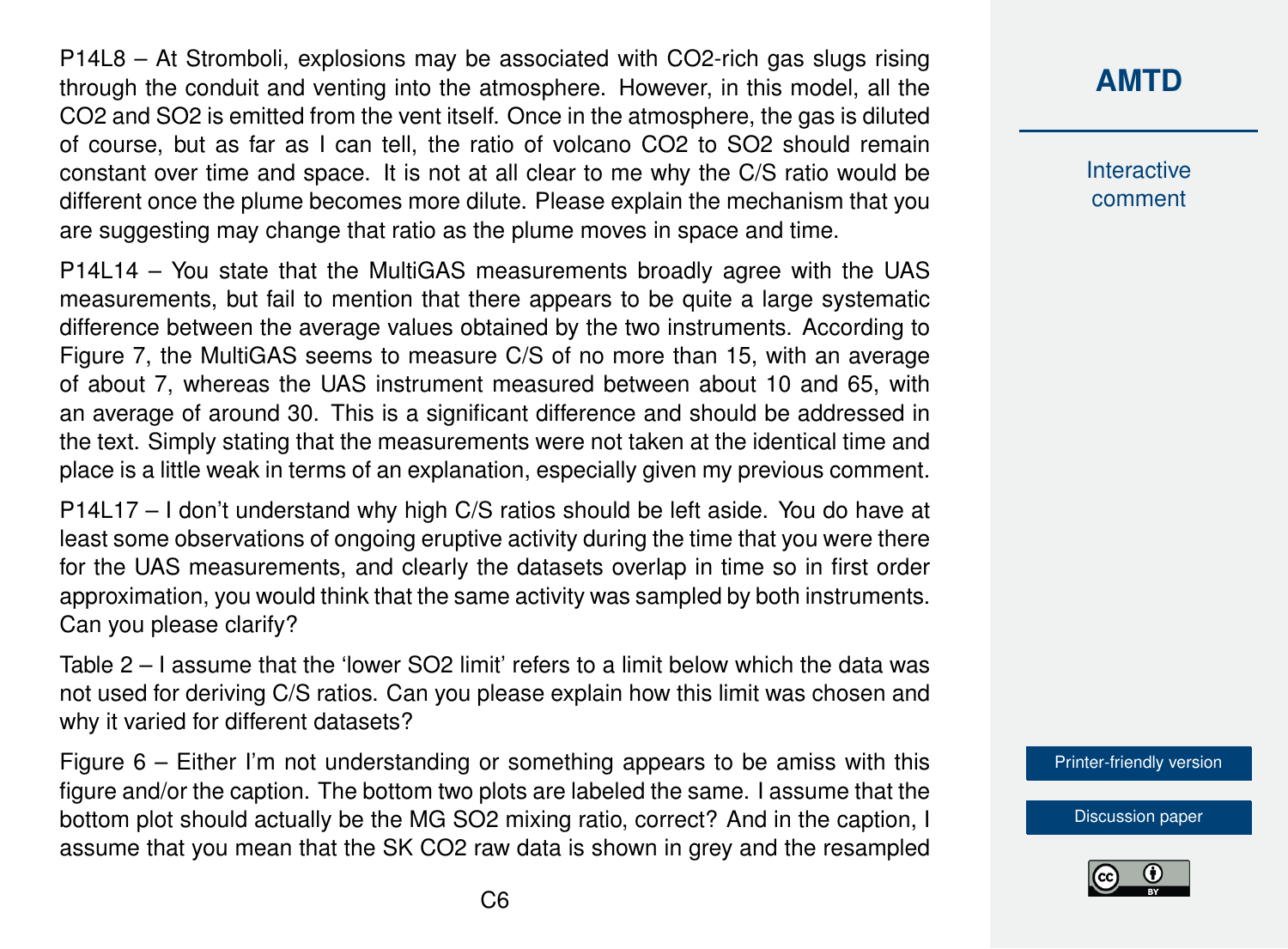P14L8 – At Stromboli, explosions may be associated with $CO_2$-rich gas slugs rising through the conduit and venting into the atmosphere. However, in this model, all the $CO_2$ and $SO_2$ is emitted from the vent itself. Once in the atmosphere, the gas is diluted of course, but as far as I can tell, the ratio of volcano $CO_2$ to $SO_2$ should remain constant over time and space. It is not at all clear to me why the C/S ratio would be different once the plume becomes more dilute. Please explain the mechanism that you are suggesting may change that ratio as the plume moves in space and time.

P14L14 – You state that the MultiGAS measurements broadly agree with the UAS measurements, but fail to mention that there appears to be quite a large systematic difference between the average values obtained by the two instruments. According to Figure 7, the MultiGAS seems to measure C/S of no more than 15, with an average of about 7, whereas the UAS instrument measured between about 10 and 65, with an average of around 30. This is a significant difference and should be addressed in the text. Simply stating that the measurements were not taken at the identical time and place is a little weak in terms of an explanation, especially given my previous comment.

P14L17 – I don't understand why high C/S ratios should be left aside. You do have at least some observations of ongoing eruptive activity during the time that you were there for the UAS measurements, and clearly the datasets overlap in time so in first order approximation, you would think that the same activity was sampled by both instruments. Can you please clarify?

Table 2 – I assume that the 'lower $SO_2$ limit' refers to a limit below which the data was not used for deriving C/S ratios. Can you please explain how this limit was chosen and why it varied for different datasets?

Figure 6 – Either I'm not understanding or something appears to be amiss with this figure and/or the caption. The bottom two plots are labeled the same. I assume that the bottom plot should actually be the MG $SO_2$ mixing ratio, correct? And in the caption, I assume that you mean that the SK $CO_2$ raw data is shown in grey and the resampled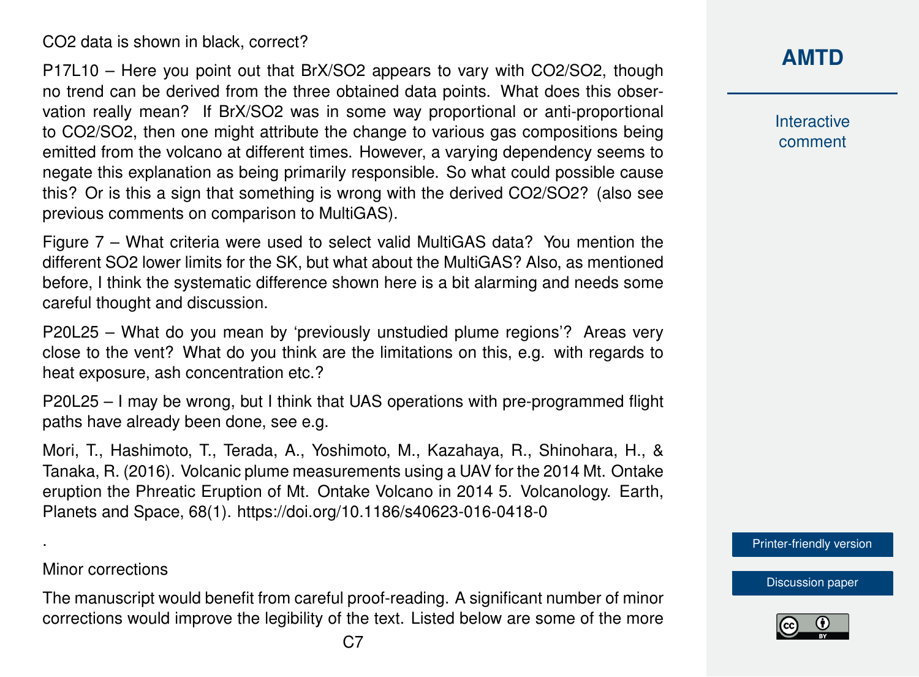$CO_2$ data is shown in black, correct?

P17L10 – Here you point out that BrX/$SO_2$ appears to vary with $CO_2$/$SO_2$, though no trend can be derived from the three obtained data points. What does this observation really mean? If BrX/$SO_2$ was in some way proportional or anti-proportional to $CO_2$/$SO_2$, then one might attribute the change to various gas compositions being emitted from the volcano at different times. However, a varying dependency seems to negate this explanation as being primarily responsible. So what could possible cause this? Or is this a sign that something is wrong with the derived $CO_2$/$SO_2$? (also see previous comments on comparison to MultiGAS).

Figure 7 – What criteria were used to select valid MultiGAS data? You mention the different $SO_2$ lower limits for the SK, but what about the MultiGAS? Also, as mentioned before, I think the systematic difference shown here is a bit alarming and needs some careful thought and discussion.

P20L25 – What do you mean by 'previously unstudied plume regions'? Areas very close to the vent? What do you think are the limitations on this, e.g. with regards to heat exposure, ash concentration etc.?

P20L25 – I may be wrong, but I think that UAS operations with pre-programmed flight paths have already been done, see e.g.

Mori, T., Hashimoto, T., Terada, A., Yoshimoto, M., Kazahaya, R., Shinohara, H., & Tanaka, R. (2016). Volcanic plume measurements using a UAV for the 2014 Mt. Ontake eruption the Phreatic Eruption of Mt. Ontake Volcano in 2014 5. Volcanology. Earth, Planets and Space, 68(1). https://doi.org/10.1186/s40623-016-0418-0

.

Minor corrections

The manuscript would benefit from careful proof-reading. A significant number of minor corrections would improve the legibility of the text. Listed below are some of the more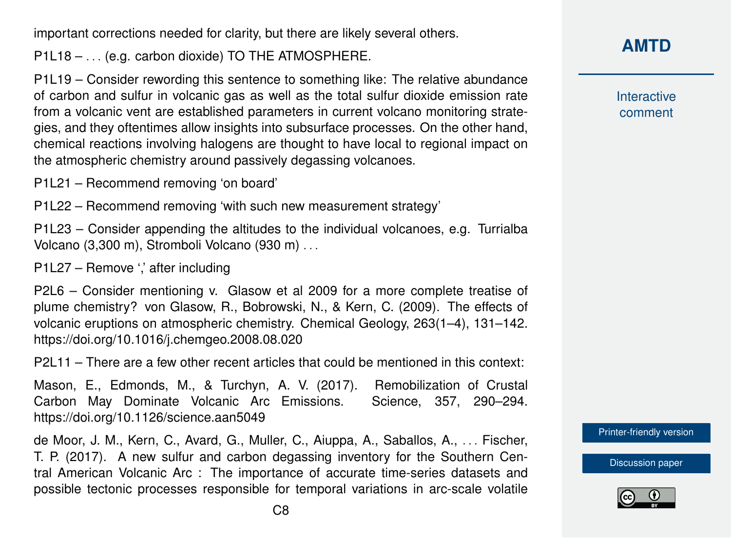important corrections needed for clarity, but there are likely several others.

P1L18 – . . . (e.g. carbon dioxide) TO THE ATMOSPHERE.

P1L19 – Consider rewording this sentence to something like: The relative abundance of carbon and sulfur in volcanic gas as well as the total sulfur dioxide emission rate from a volcanic vent are established parameters in current volcano monitoring strategies, and they oftentimes allow insights into subsurface processes. On the other hand, chemical reactions involving halogens are thought to have local to regional impact on the atmospheric chemistry around passively degassing volcanoes.

P1L21 – Recommend removing 'on board'

P1L22 – Recommend removing 'with such new measurement strategy'

P1L23 – Consider appending the altitudes to the individual volcanoes, e.g. Turrialba Volcano (3,300 m), Stromboli Volcano (930 m) . . .

P1L27 – Remove ',' after including

P2L6 – Consider mentioning v. Glasow et al 2009 for a more complete treatise of plume chemistry? von Glasow, R., Bobrowski, N., & Kern, C. (2009). The effects of volcanic eruptions on atmospheric chemistry. Chemical Geology, 263(1–4), 131–142. https://doi.org/10.1016/j.chemgeo.2008.08.020

P2L11 – There are a few other recent articles that could be mentioned in this context:

Mason, E., Edmonds, M., & Turchyn, A. V. (2017). Remobilization of Crustal Carbon May Dominate Volcanic Arc Emissions. Science, 357, 290–294. https://doi.org/10.1126/science.aan5049

de Moor, J. M., Kern, C., Avard, G., Muller, C., Aiuppa, A., Saballos, A., . . . Fischer, T. P. (2017). A new sulfur and carbon degassing inventory for the Southern Central American Volcanic Arc : The importance of accurate time-series datasets and possible tectonic processes responsible for temporal variations in arc-scale volatile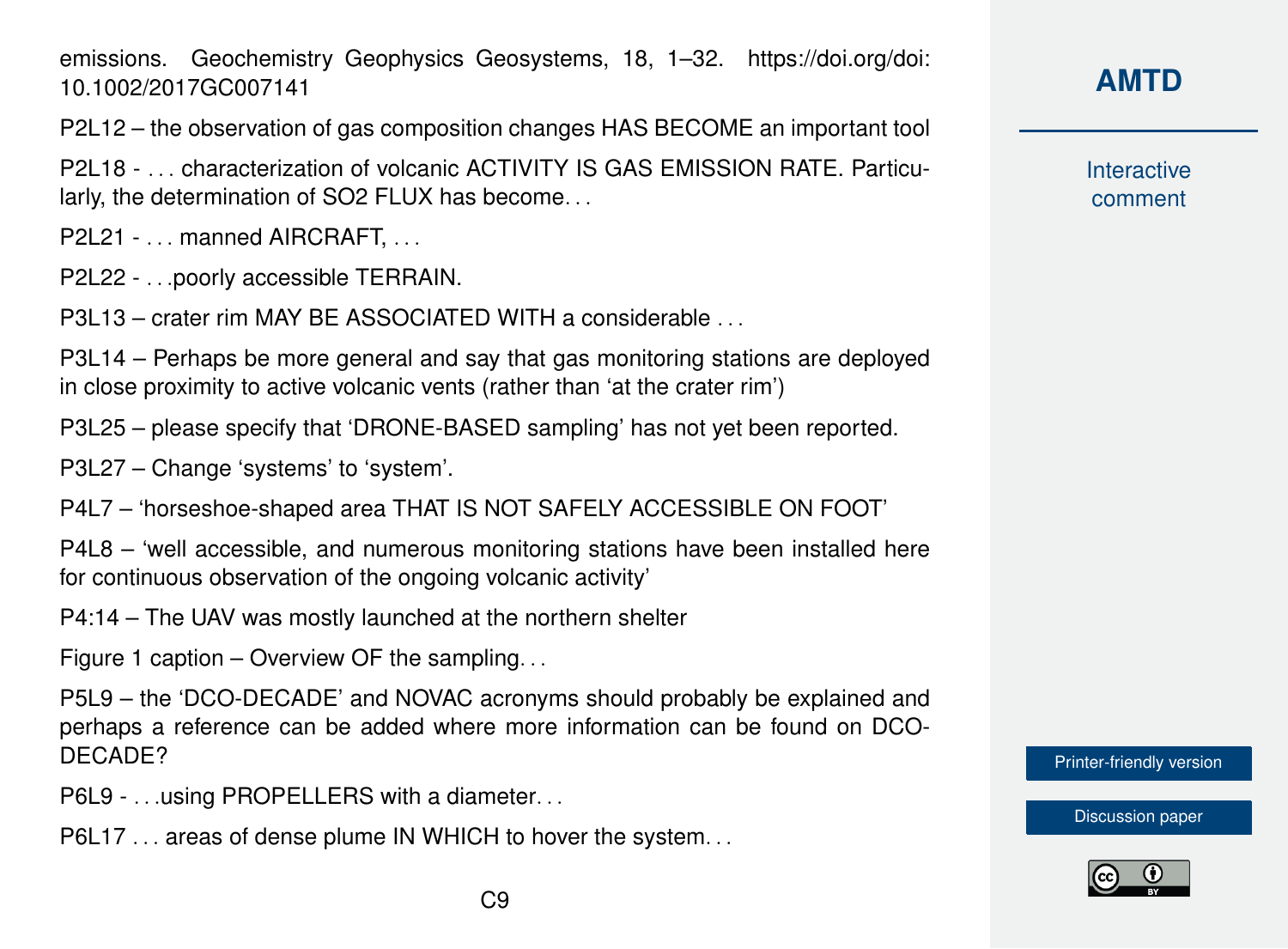emissions. Geochemistry Geophysics Geosystems, 18, 1–32. https://doi.org/doi:10.1002/2017GC007141

P2L12 – the observation of gas composition changes HAS BECOME an important tool

P2L18 - . . . characterization of volcanic ACTIVITY IS GAS EMISSION RATE. Particularly, the determination of SO2 FLUX has become. . .

P2L21 - . . . manned AIRCRAFT, . . .

P2L22 - . . .poorly accessible TERRAIN.

P3L13 – crater rim MAY BE ASSOCIATED WITH a considerable . . .

P3L14 – Perhaps be more general and say that gas monitoring stations are deployed in close proximity to active volcanic vents (rather than 'at the crater rim')

P3L25 – please specify that 'DRONE-BASED sampling' has not yet been reported.

P3L27 – Change 'systems' to 'system'.

P4L7 – 'horseshoe-shaped area THAT IS NOT SAFELY ACCESSIBLE ON FOOT'

P4L8 – 'well accessible, and numerous monitoring stations have been installed here for continuous observation of the ongoing volcanic activity'

P4:14 – The UAV was mostly launched at the northern shelter

Figure 1 caption – Overview OF the sampling. . .

P5L9 – the 'DCO-DECADE' and NOVAC acronyms should probably be explained and perhaps a reference can be added where more information can be found on DCO-DECADE?

P6L9 - . . .using PROPELLERS with a diameter. . .

P6L17 . . . areas of dense plume IN WHICH to hover the system. . .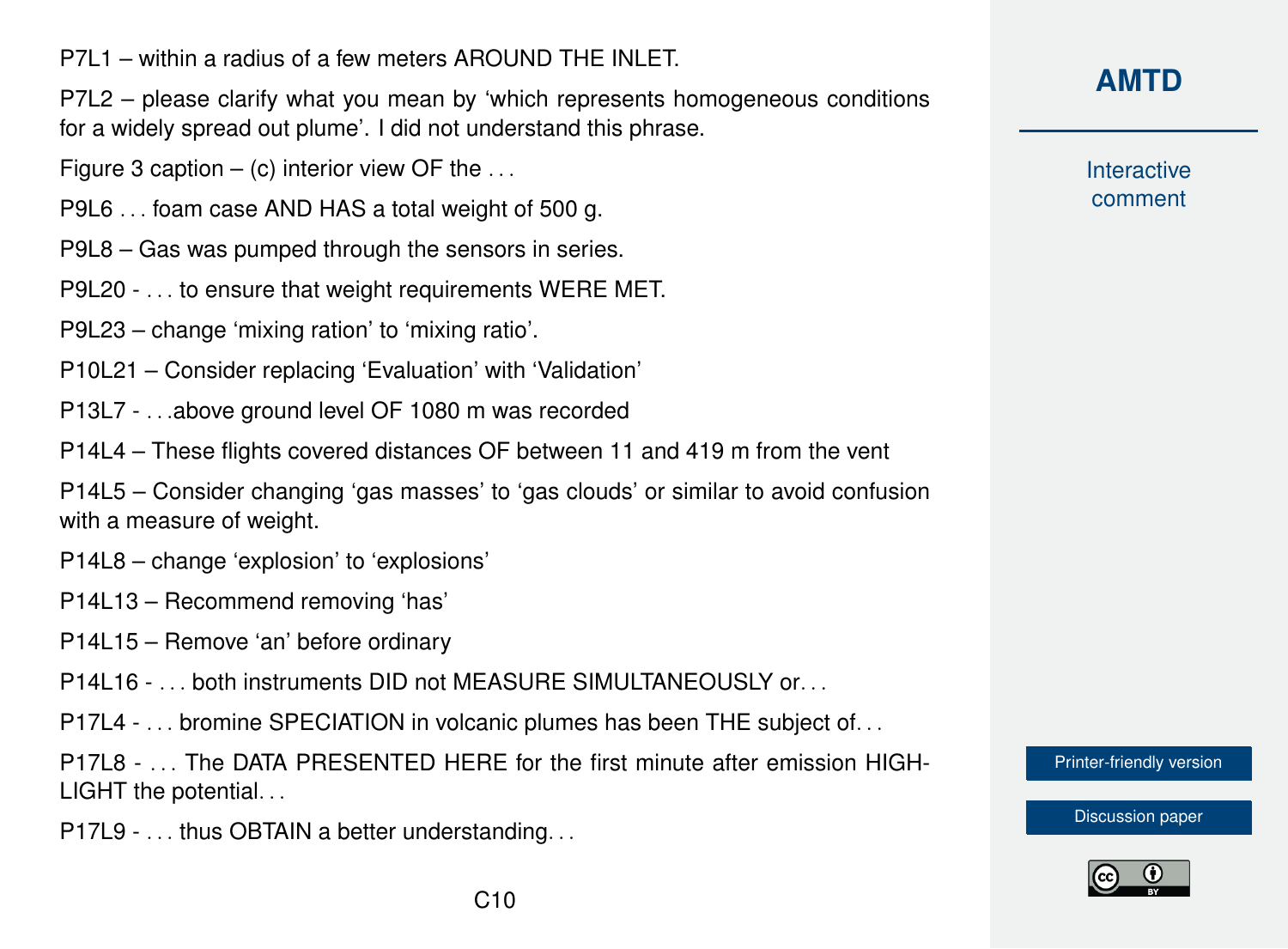P7L1 – within a radius of a few meters AROUND THE INLET.

P7L2 – please clarify what you mean by 'which represents homogeneous conditions for a widely spread out plume'. I did not understand this phrase.

Figure 3 caption – (c) interior view OF the . . .

P9L6 . . . foam case AND HAS a total weight of 500 g.

P9L8 – Gas was pumped through the sensors in series.

P9L20 - . . . to ensure that weight requirements WERE MET.

P9L23 – change 'mixing ration' to 'mixing ratio'.

P10L21 – Consider replacing 'Evaluation' with 'Validation'

P13L7 - . . .above ground level OF 1080 m was recorded

P14L4 – These flights covered distances OF between 11 and 419 m from the vent

P14L5 – Consider changing 'gas masses' to 'gas clouds' or similar to avoid confusion with a measure of weight.

P14L8 – change 'explosion' to 'explosions'

P14L13 – Recommend removing 'has'

P14L15 – Remove 'an' before ordinary

P14L16 - . . . both instruments DID not MEASURE SIMULTANEOUSLY or. . .

P17L4 - . . . bromine SPECIATION in volcanic plumes has been THE subject of. . .

P17L8 - . . . The DATA PRESENTED HERE for the first minute after emission HIGHLIGHT the potential. . .

P17L9 - . . . thus OBTAIN a better understanding. . .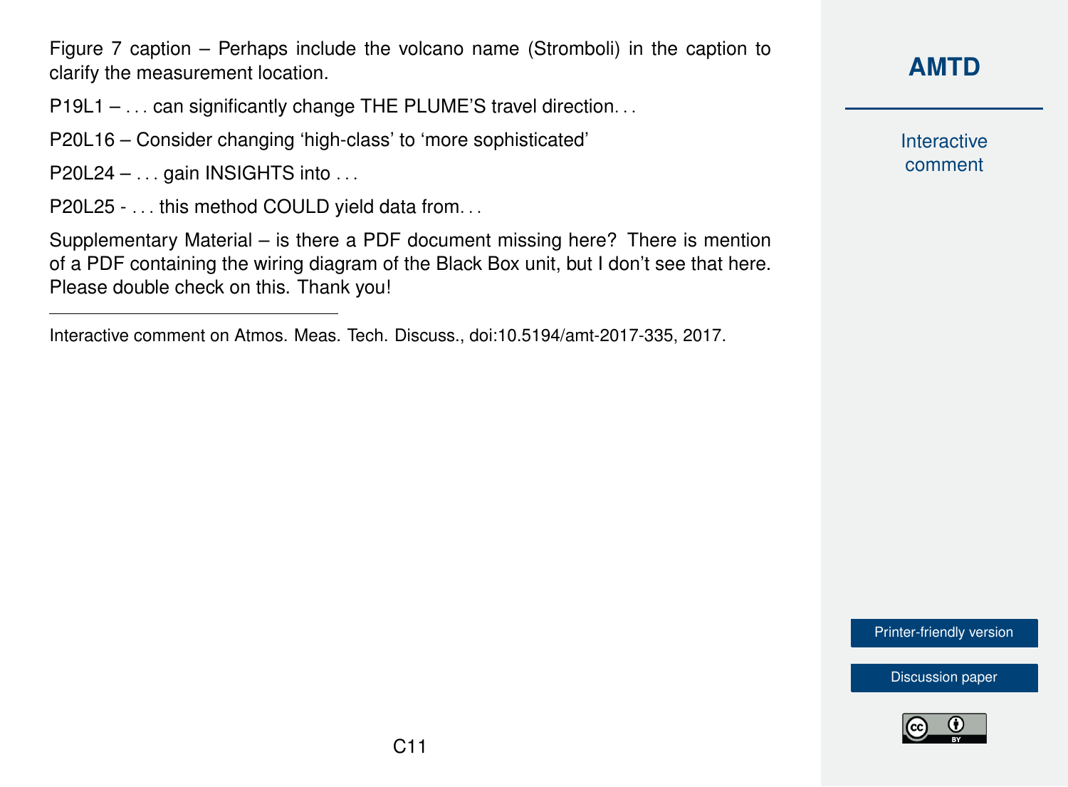Figure 7 caption – Perhaps include the volcano name (Stromboli) in the caption to clarify the measurement location.

P19L1 – . . . can significantly change THE PLUME'S travel direction. . .

P20L16 – Consider changing 'high-class' to 'more sophisticated'

P20L24 – . . . gain INSIGHTS into . . .

P20L25 - . . . this method COULD yield data from. . .

Supplementary Material – is there a PDF document missing here? There is mention of a PDF containing the wiring diagram of the Black Box unit, but I don't see that here. Please double check on this. Thank you!

---

Interactive comment on Atmos. Meas. Tech. Discuss., doi:10.5194/amt-2017-335, 2017.